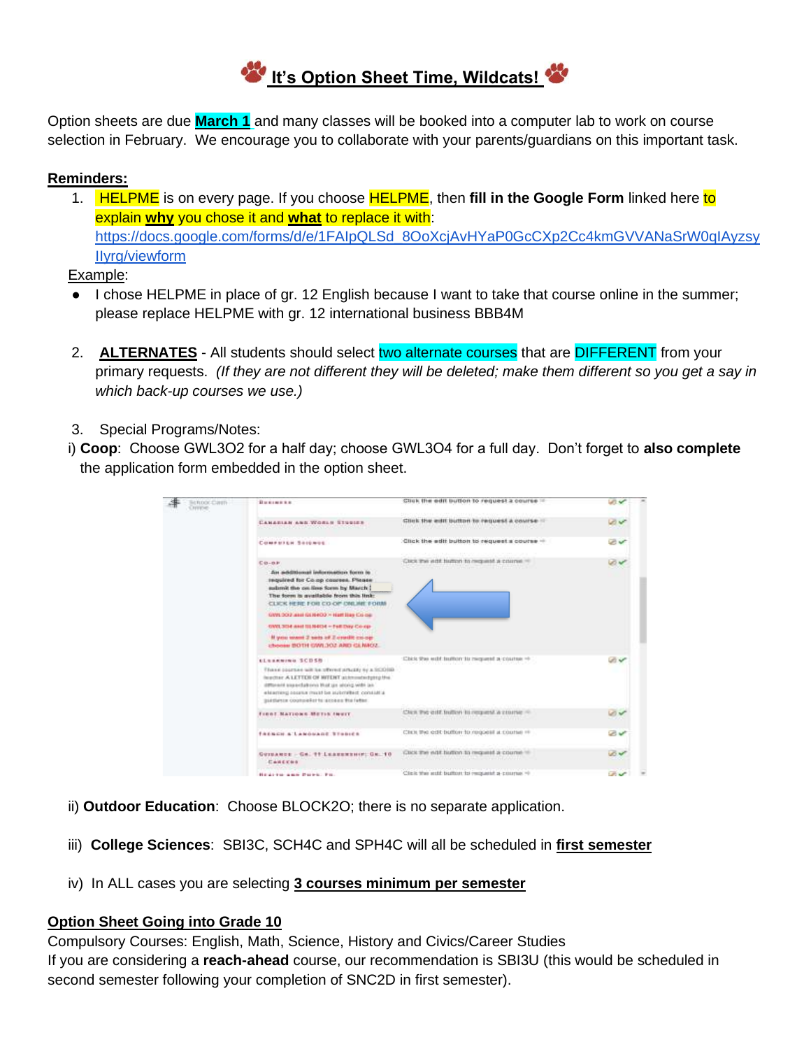# It's Option Sheet Time, Wildcats!

Option sheets are due **March 1** and many classes will be booked into a computer lab to work on course selection in February. We encourage you to collaborate with your parents/guardians on this important task.

**Reminders:**

1. HELPME is on every page. If you choose HELPME, then **fill in the Google Form** linked here to explain **why** you chose it and **what** to replace it with: https://docs.google.com/forms/d/e/1FAIpQLSd_8OoXcjAvHYaP0GcCXp2Cc4kmGVVANaSrW0qIAyzsyIlyrg/viewform

   Example:
   - I chose HELPME in place of gr. 12 English because I want to take that course online in the summer; please replace HELPME with gr. 12 international business BBB4M

2. **ALTERNATES** - All students should select two alternate courses that are DIFFERENT from your primary requests. *(If they are not different they will be deleted; make them different so you get a say in which back-up courses we use.)*

3. Special Programs/Notes:

i) **Coop**: Choose GWL3O2 for a half day; choose GWL3O4 for a full day. Don't forget to **also complete** the application form embedded in the option sheet.

ii) **Outdoor Education**: Choose BLOCK2O; there is no separate application.

iii) **College Sciences**: SBI3C, SCH4C and SPH4C will all be scheduled in **first semester**

iv) In ALL cases you are selecting **3 courses minimum per semester**

**Option Sheet Going into Grade 10**

Compulsory Courses: English, Math, Science, History and Civics/Career Studies

If you are considering a **reach-ahead** course, our recommendation is SBI3U (this would be scheduled in second semester following your completion of SNC2D in first semester).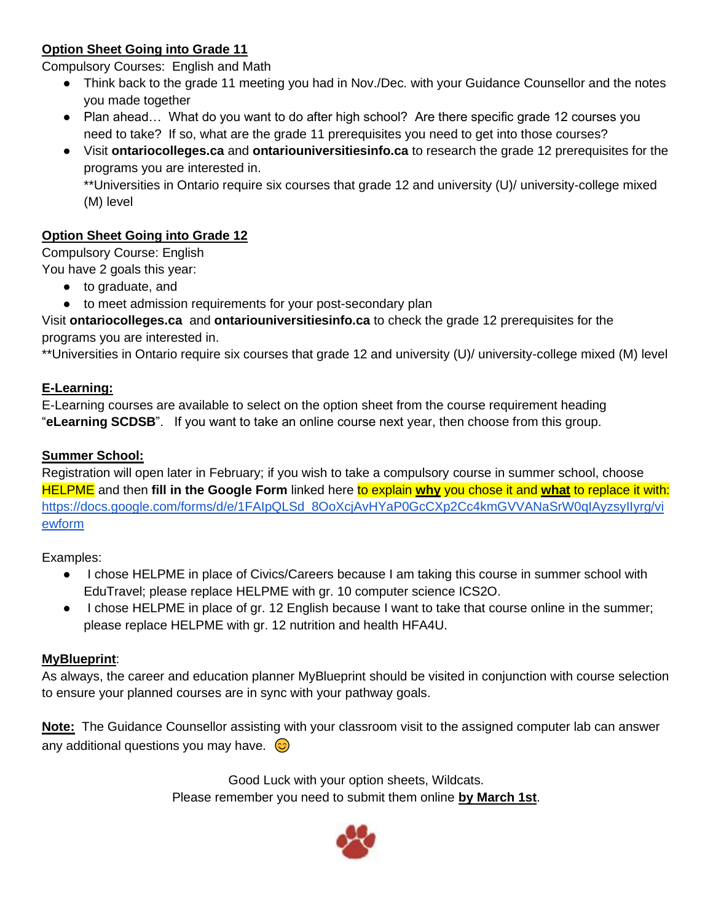**Option Sheet Going into Grade 11**

Compulsory Courses: English and Math

- Think back to the grade 11 meeting you had in Nov./Dec. with your Guidance Counsellor and the notes you made together
- Plan ahead… What do you want to do after high school? Are there specific grade 12 courses you need to take? If so, what are the grade 11 prerequisites you need to get into those courses?
- Visit **ontariocolleges.ca** and **ontariouniversitiesinfo.ca** to research the grade 12 prerequisites for the programs you are interested in.
  **Universities in Ontario require six courses that grade 12 and university (U)/ university-college mixed (M) level

**Option Sheet Going into Grade 12**

Compulsory Course: English

You have 2 goals this year:

- to graduate, and
- to meet admission requirements for your post-secondary plan

Visit **ontariocolleges.ca** and **ontariouniversitiesinfo.ca** to check the grade 12 prerequisites for the programs you are interested in.

**Universities in Ontario require six courses that grade 12 and university (U)/ university-college mixed (M) level

**E-Learning:**

E-Learning courses are available to select on the option sheet from the course requirement heading "**eLearning SCDSB**". If you want to take an online course next year, then choose from this group.

**Summer School:**

Registration will open later in February; if you wish to take a compulsory course in summer school, choose HELPME and then **fill in the Google Form** linked here to explain **why** you chose it and **what** to replace it with: https://docs.google.com/forms/d/e/1FAIpQLSd_8OoXcjAvHYaP0GcCXp2Cc4kmGVVANaSrW0qIAyzsyIlyrg/viewform

Examples:

- I chose HELPME in place of Civics/Careers because I am taking this course in summer school with EduTravel; please replace HELPME with gr. 10 computer science ICS2O.
- I chose HELPME in place of gr. 12 English because I want to take that course online in the summer; please replace HELPME with gr. 12 nutrition and health HFA4U.

**MyBlueprint**:

As always, the career and education planner MyBlueprint should be visited in conjunction with course selection to ensure your planned courses are in sync with your pathway goals.

**Note:** The Guidance Counsellor assisting with your classroom visit to the assigned computer lab can answer any additional questions you may have. 😊

Good Luck with your option sheets, Wildcats.

Please remember you need to submit them online **by March 1st**.